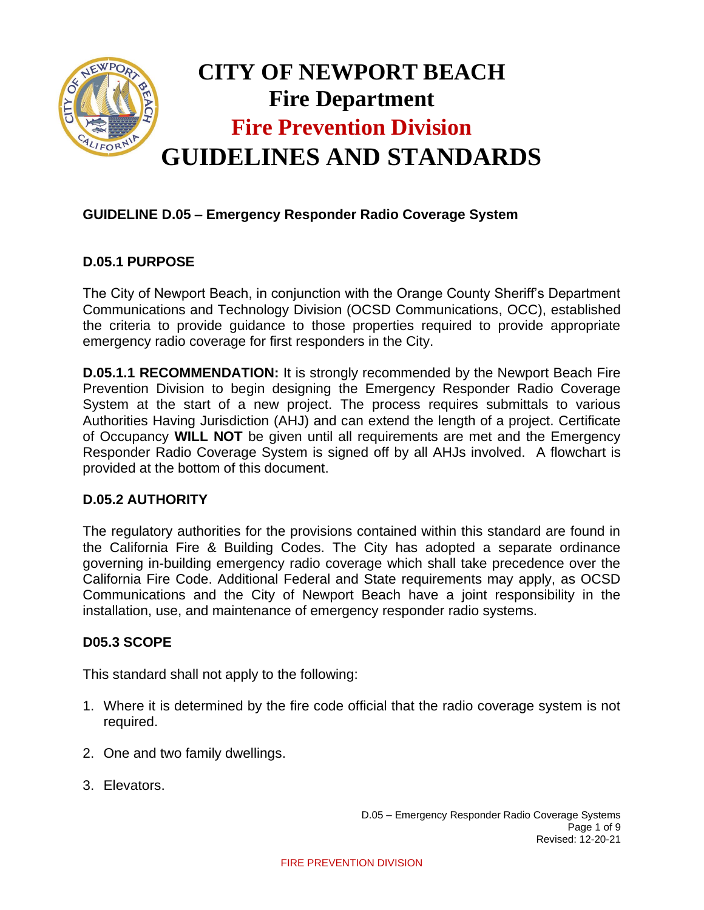# CITY OF NEWPORT BEACH
# Fire Department
# Fire Prevention Division
# GUIDELINES AND STANDARDS

## GUIDELINE D.05 – Emergency Responder Radio Coverage System

### D.05.1 PURPOSE

The City of Newport Beach, in conjunction with the Orange County Sheriff's Department Communications and Technology Division (OCSD Communications, OCC), established the criteria to provide guidance to those properties required to provide appropriate emergency radio coverage for first responders in the City.

**D.05.1.1 RECOMMENDATION:** It is strongly recommended by the Newport Beach Fire Prevention Division to begin designing the Emergency Responder Radio Coverage System at the start of a new project. The process requires submittals to various Authorities Having Jurisdiction (AHJ) and can extend the length of a project. Certificate of Occupancy **WILL NOT** be given until all requirements are met and the Emergency Responder Radio Coverage System is signed off by all AHJs involved. A flowchart is provided at the bottom of this document.

### D.05.2 AUTHORITY

The regulatory authorities for the provisions contained within this standard are found in the California Fire & Building Codes. The City has adopted a separate ordinance governing in-building emergency radio coverage which shall take precedence over the California Fire Code. Additional Federal and State requirements may apply, as OCSD Communications and the City of Newport Beach have a joint responsibility in the installation, use, and maintenance of emergency responder radio systems.

### D05.3 SCOPE

This standard shall not apply to the following:

1. Where it is determined by the fire code official that the radio coverage system is not required.

2. One and two family dwellings.

3. Elevators.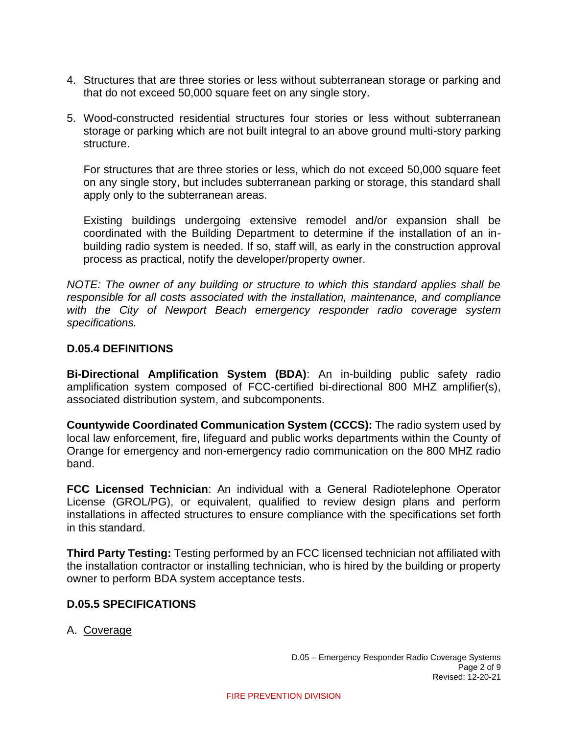4. Structures that are three stories or less without subterranean storage or parking and that do not exceed 50,000 square feet on any single story.

5. Wood-constructed residential structures four stories or less without subterranean storage or parking which are not built integral to an above ground multi-story parking structure.

   For structures that are three stories or less, which do not exceed 50,000 square feet on any single story, but includes subterranean parking or storage, this standard shall apply only to the subterranean areas.

   Existing buildings undergoing extensive remodel and/or expansion shall be coordinated with the Building Department to determine if the installation of an in-building radio system is needed. If so, staff will, as early in the construction approval process as practical, notify the developer/property owner.

*NOTE: The owner of any building or structure to which this standard applies shall be responsible for all costs associated with the installation, maintenance, and compliance with the City of Newport Beach emergency responder radio coverage system specifications.*

## D.05.4 DEFINITIONS

**Bi-Directional Amplification System (BDA)**: An in-building public safety radio amplification system composed of FCC-certified bi-directional 800 MHZ amplifier(s), associated distribution system, and subcomponents.

**Countywide Coordinated Communication System (CCCS):** The radio system used by local law enforcement, fire, lifeguard and public works departments within the County of Orange for emergency and non-emergency radio communication on the 800 MHZ radio band.

**FCC Licensed Technician**: An individual with a General Radiotelephone Operator License (GROL/PG), or equivalent, qualified to review design plans and perform installations in affected structures to ensure compliance with the specifications set forth in this standard.

**Third Party Testing:** Testing performed by an FCC licensed technician not affiliated with the installation contractor or installing technician, who is hired by the building or property owner to perform BDA system acceptance tests.

## D.05.5 SPECIFICATIONS

A. Coverage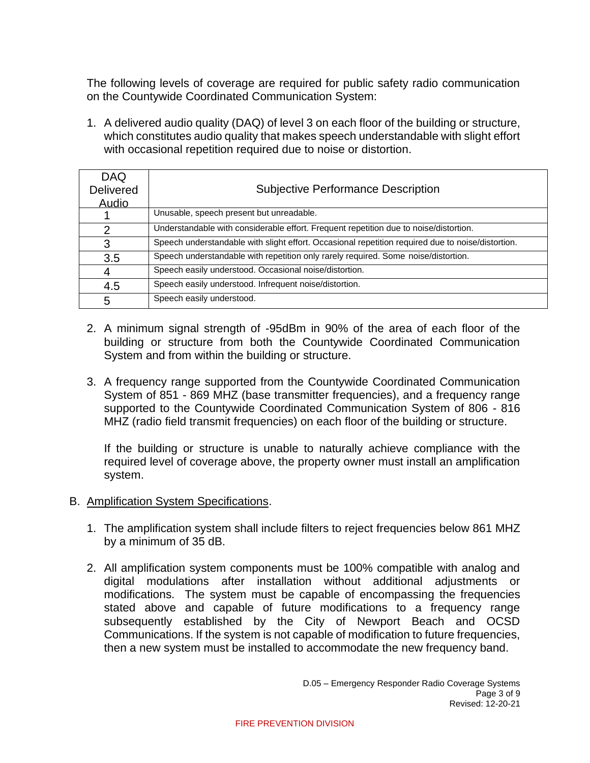The following levels of coverage are required for public safety radio communication on the Countywide Coordinated Communication System:

1. A delivered audio quality (DAQ) of level 3 on each floor of the building or structure, which constitutes audio quality that makes speech understandable with slight effort with occasional repetition required due to noise or distortion.

| DAQ Delivered Audio | Subjective Performance Description |
|---|---|
| 1 | Unusable, speech present but unreadable. |
| 2 | Understandable with considerable effort. Frequent repetition due to noise/distortion. |
| 3 | Speech understandable with slight effort. Occasional repetition required due to noise/distortion. |
| 3.5 | Speech understandable with repetition only rarely required. Some noise/distortion. |
| 4 | Speech easily understood. Occasional noise/distortion. |
| 4.5 | Speech easily understood. Infrequent noise/distortion. |
| 5 | Speech easily understood. |

2. A minimum signal strength of -95dBm in 90% of the area of each floor of the building or structure from both the Countywide Coordinated Communication System and from within the building or structure.

3. A frequency range supported from the Countywide Coordinated Communication System of 851 - 869 MHZ (base transmitter frequencies), and a frequency range supported to the Countywide Coordinated Communication System of 806 - 816 MHZ (radio field transmit frequencies) on each floor of the building or structure.

   If the building or structure is unable to naturally achieve compliance with the required level of coverage above, the property owner must install an amplification system.

B. <u>Amplification System Specifications</u>.

1. The amplification system shall include filters to reject frequencies below 861 MHZ by a minimum of 35 dB.

2. All amplification system components must be 100% compatible with analog and digital modulations after installation without additional adjustments or modifications. The system must be capable of encompassing the frequencies stated above and capable of future modifications to a frequency range subsequently established by the City of Newport Beach and OCSD Communications. If the system is not capable of modification to future frequencies, then a new system must be installed to accommodate the new frequency band.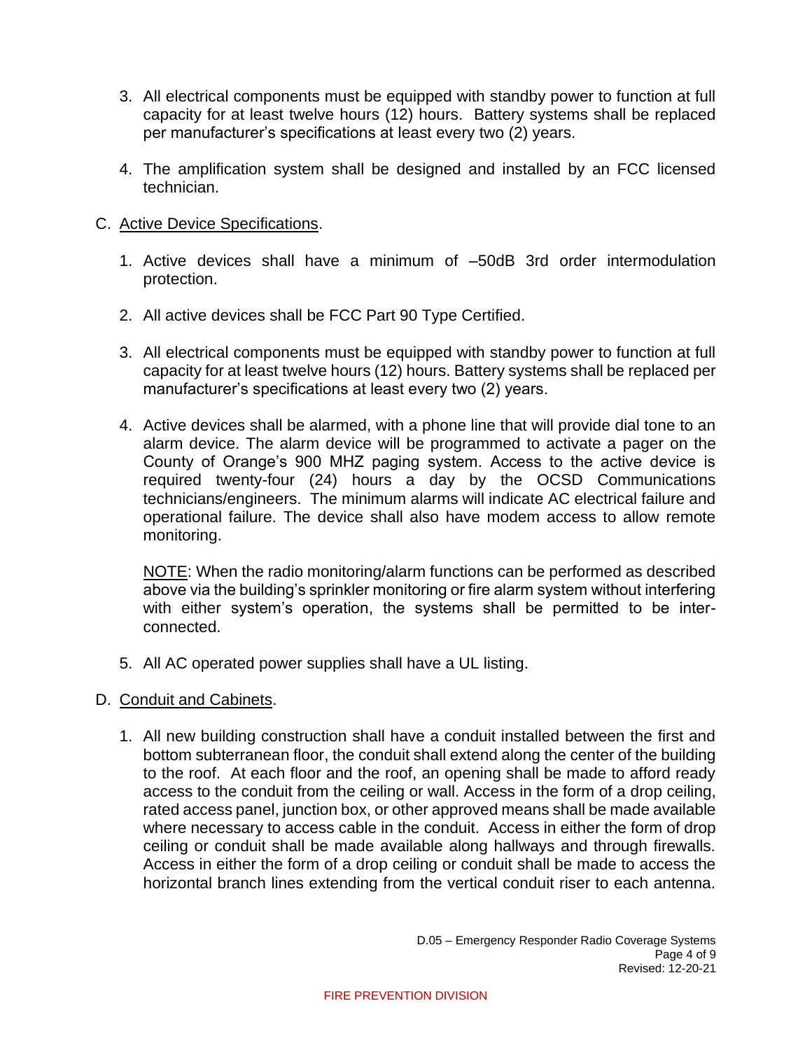3. All electrical components must be equipped with standby power to function at full capacity for at least twelve hours (12) hours. Battery systems shall be replaced per manufacturer's specifications at least every two (2) years.

4. The amplification system shall be designed and installed by an FCC licensed technician.

C. Active Device Specifications.

1. Active devices shall have a minimum of –50dB 3rd order intermodulation protection.

2. All active devices shall be FCC Part 90 Type Certified.

3. All electrical components must be equipped with standby power to function at full capacity for at least twelve hours (12) hours. Battery systems shall be replaced per manufacturer's specifications at least every two (2) years.

4. Active devices shall be alarmed, with a phone line that will provide dial tone to an alarm device. The alarm device will be programmed to activate a pager on the County of Orange's 900 MHZ paging system. Access to the active device is required twenty-four (24) hours a day by the OCSD Communications technicians/engineers. The minimum alarms will indicate AC electrical failure and operational failure. The device shall also have modem access to allow remote monitoring.

   NOTE: When the radio monitoring/alarm functions can be performed as described above via the building's sprinkler monitoring or fire alarm system without interfering with either system's operation, the systems shall be permitted to be inter-connected.

5. All AC operated power supplies shall have a UL listing.

D. Conduit and Cabinets.

1. All new building construction shall have a conduit installed between the first and bottom subterranean floor, the conduit shall extend along the center of the building to the roof. At each floor and the roof, an opening shall be made to afford ready access to the conduit from the ceiling or wall. Access in the form of a drop ceiling, rated access panel, junction box, or other approved means shall be made available where necessary to access cable in the conduit. Access in either the form of drop ceiling or conduit shall be made available along hallways and through firewalls. Access in either the form of a drop ceiling or conduit shall be made to access the horizontal branch lines extending from the vertical conduit riser to each antenna.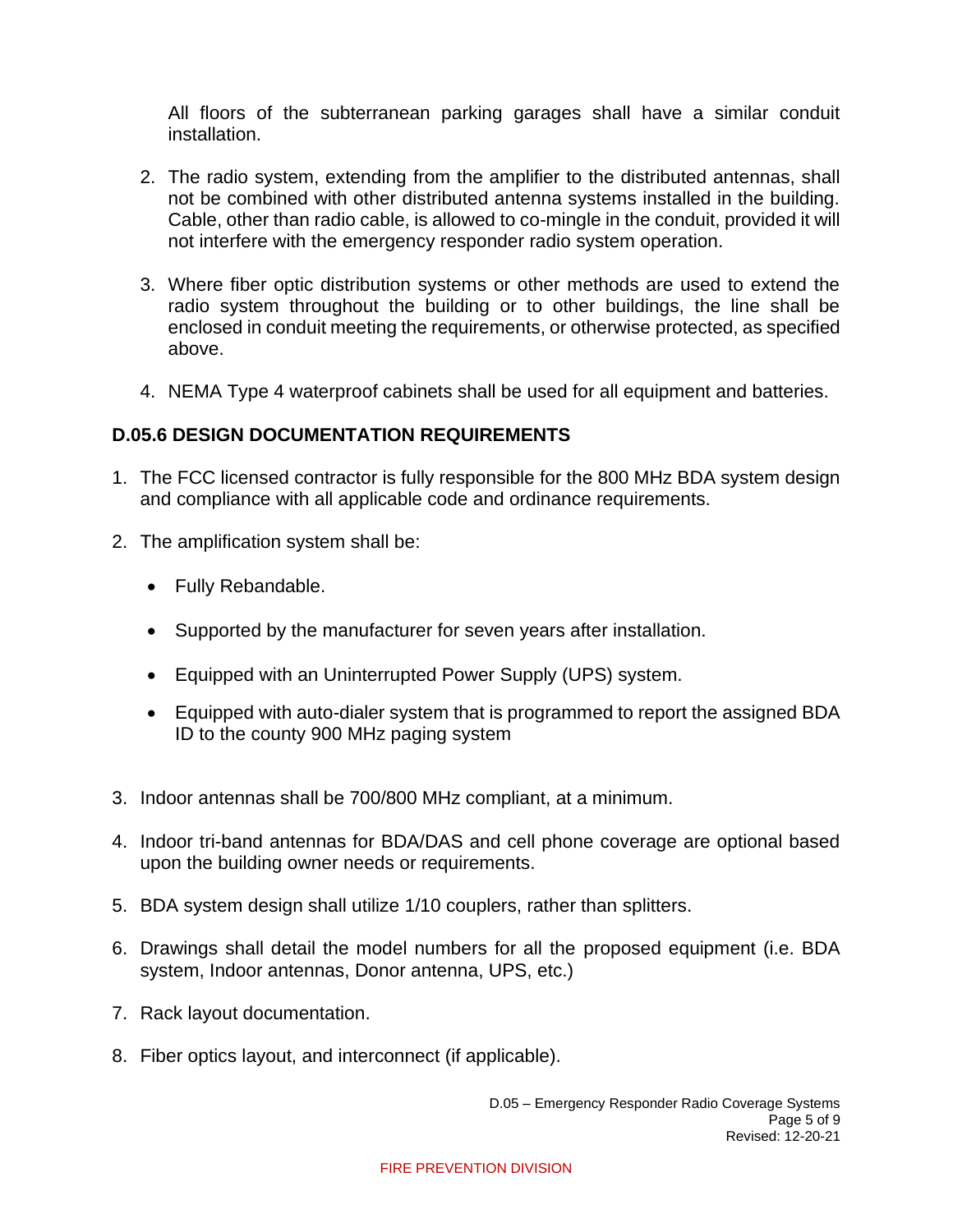All floors of the subterranean parking garages shall have a similar conduit installation.

2. The radio system, extending from the amplifier to the distributed antennas, shall not be combined with other distributed antenna systems installed in the building. Cable, other than radio cable, is allowed to co-mingle in the conduit, provided it will not interfere with the emergency responder radio system operation.

3. Where fiber optic distribution systems or other methods are used to extend the radio system throughout the building or to other buildings, the line shall be enclosed in conduit meeting the requirements, or otherwise protected, as specified above.

4. NEMA Type 4 waterproof cabinets shall be used for all equipment and batteries.

### D.05.6 DESIGN DOCUMENTATION REQUIREMENTS

1. The FCC licensed contractor is fully responsible for the 800 MHz BDA system design and compliance with all applicable code and ordinance requirements.

2. The amplification system shall be:

   - Fully Rebandable.
   - Supported by the manufacturer for seven years after installation.
   - Equipped with an Uninterrupted Power Supply (UPS) system.
   - Equipped with auto-dialer system that is programmed to report the assigned BDA ID to the county 900 MHz paging system

3. Indoor antennas shall be 700/800 MHz compliant, at a minimum.

4. Indoor tri-band antennas for BDA/DAS and cell phone coverage are optional based upon the building owner needs or requirements.

5. BDA system design shall utilize 1/10 couplers, rather than splitters.

6. Drawings shall detail the model numbers for all the proposed equipment (i.e. BDA system, Indoor antennas, Donor antenna, UPS, etc.)

7. Rack layout documentation.

8. Fiber optics layout, and interconnect (if applicable).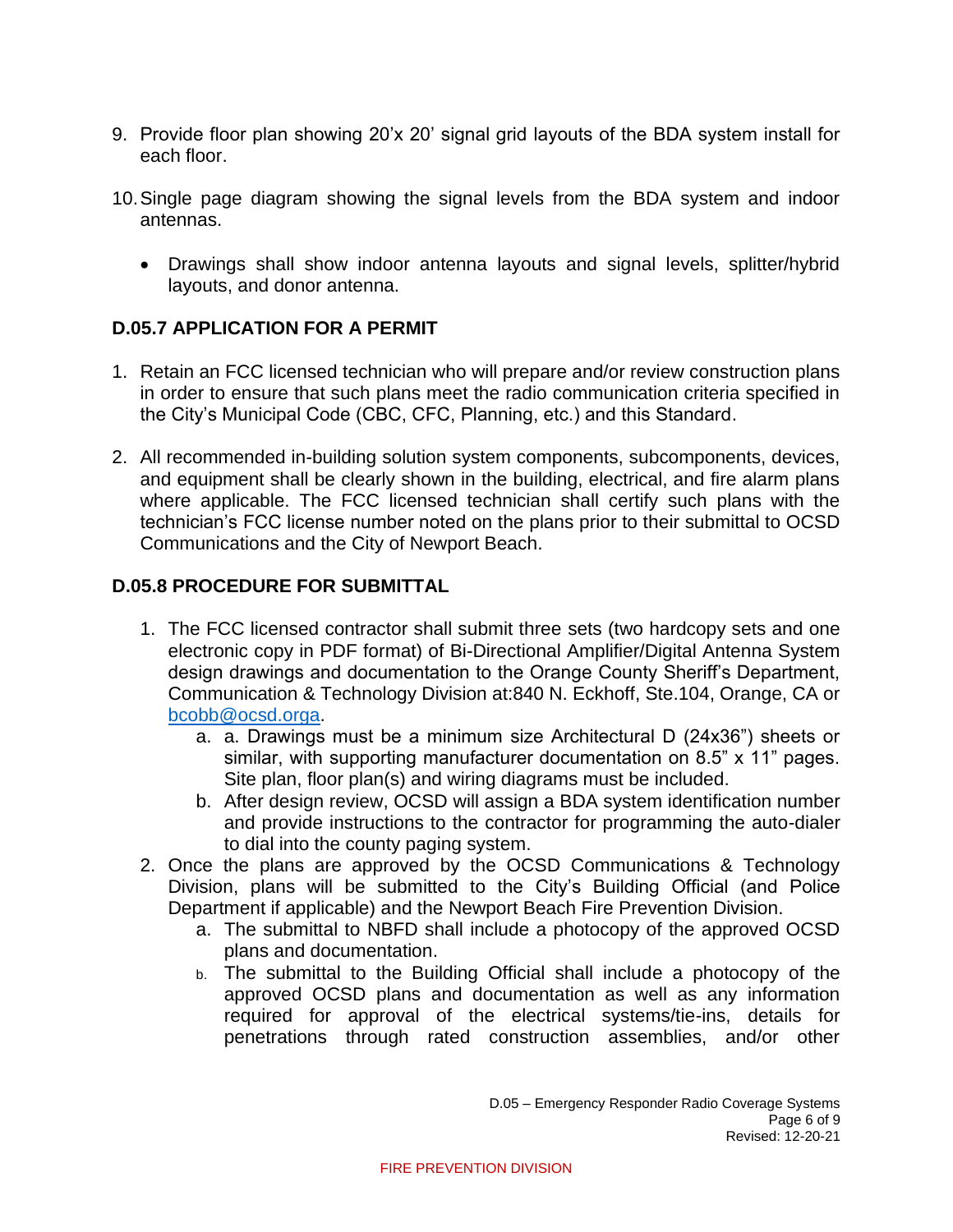9. Provide floor plan showing 20'x 20' signal grid layouts of the BDA system install for each floor.

10. Single page diagram showing the signal levels from the BDA system and indoor antennas.

    - Drawings shall show indoor antenna layouts and signal levels, splitter/hybrid layouts, and donor antenna.

### D.05.7 APPLICATION FOR A PERMIT

1. Retain an FCC licensed technician who will prepare and/or review construction plans in order to ensure that such plans meet the radio communication criteria specified in the City's Municipal Code (CBC, CFC, Planning, etc.) and this Standard.

2. All recommended in-building solution system components, subcomponents, devices, and equipment shall be clearly shown in the building, electrical, and fire alarm plans where applicable. The FCC licensed technician shall certify such plans with the technician's FCC license number noted on the plans prior to their submittal to OCSD Communications and the City of Newport Beach.

### D.05.8 PROCEDURE FOR SUBMITTAL

1. The FCC licensed contractor shall submit three sets (two hardcopy sets and one electronic copy in PDF format) of Bi-Directional Amplifier/Digital Antenna System design drawings and documentation to the Orange County Sheriff's Department, Communication & Technology Division at:840 N. Eckhoff, Ste.104, Orange, CA or bcobb@ocsd.orga.
   a. a. Drawings must be a minimum size Architectural D (24x36") sheets or similar, with supporting manufacturer documentation on 8.5" x 11" pages. Site plan, floor plan(s) and wiring diagrams must be included.
   b. After design review, OCSD will assign a BDA system identification number and provide instructions to the contractor for programming the auto-dialer to dial into the county paging system.
2. Once the plans are approved by the OCSD Communications & Technology Division, plans will be submitted to the City's Building Official (and Police Department if applicable) and the Newport Beach Fire Prevention Division.
   a. The submittal to NBFD shall include a photocopy of the approved OCSD plans and documentation.
   b. The submittal to the Building Official shall include a photocopy of the approved OCSD plans and documentation as well as any information required for approval of the electrical systems/tie-ins, details for penetrations through rated construction assemblies, and/or other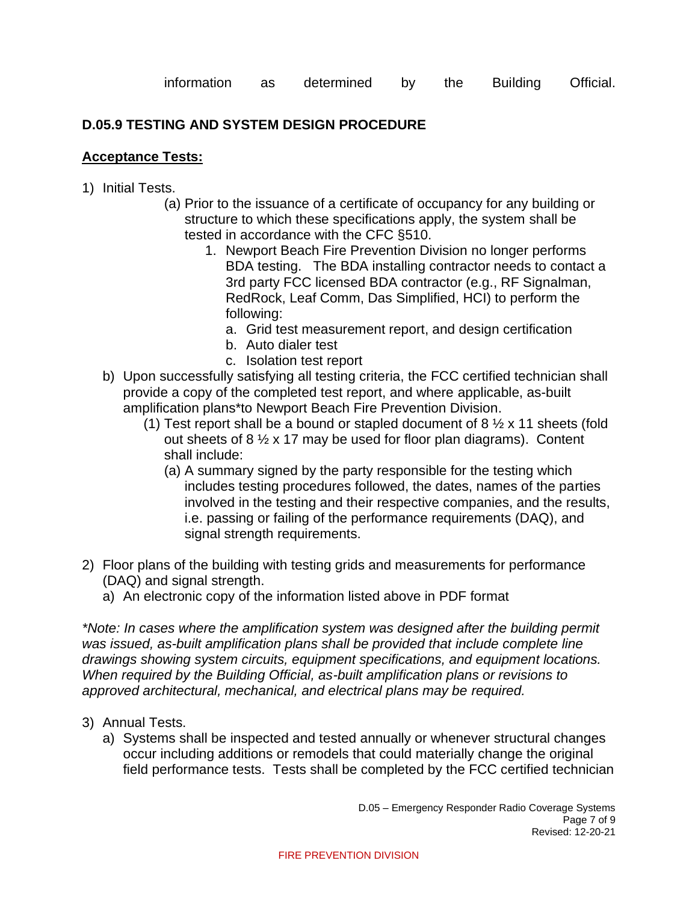information as determined by the Building Official.

## D.05.9 TESTING AND SYSTEM DESIGN PROCEDURE

**<u>Acceptance Tests:</u>**

1) Initial Tests.
   - (a) Prior to the issuance of a certificate of occupancy for any building or structure to which these specifications apply, the system shall be tested in accordance with the CFC §510.
     1. Newport Beach Fire Prevention Division no longer performs BDA testing. The BDA installing contractor needs to contact a 3rd party FCC licensed BDA contractor (e.g., RF Signalman, RedRock, Leaf Comm, Das Simplified, HCI) to perform the following:
        - a. Grid test measurement report, and design certification
        - b. Auto dialer test
        - c. Isolation test report
   - b) Upon successfully satisfying all testing criteria, the FCC certified technician shall provide a copy of the completed test report, and where applicable, as-built amplification plans*to Newport Beach Fire Prevention Division.
     - (1) Test report shall be a bound or stapled document of 8 ½ x 11 sheets (fold out sheets of 8 ½ x 17 may be used for floor plan diagrams). Content shall include:
     - (a) A summary signed by the party responsible for the testing which includes testing procedures followed, the dates, names of the parties involved in the testing and their respective companies, and the results, i.e. passing or failing of the performance requirements (DAQ), and signal strength requirements.

2) Floor plans of the building with testing grids and measurements for performance (DAQ) and signal strength.
   - a) An electronic copy of the information listed above in PDF format

*\*Note: In cases where the amplification system was designed after the building permit was issued, as-built amplification plans shall be provided that include complete line drawings showing system circuits, equipment specifications, and equipment locations. When required by the Building Official, as-built amplification plans or revisions to approved architectural, mechanical, and electrical plans may be required.*

3) Annual Tests.
   - a) Systems shall be inspected and tested annually or whenever structural changes occur including additions or remodels that could materially change the original field performance tests. Tests shall be completed by the FCC certified technician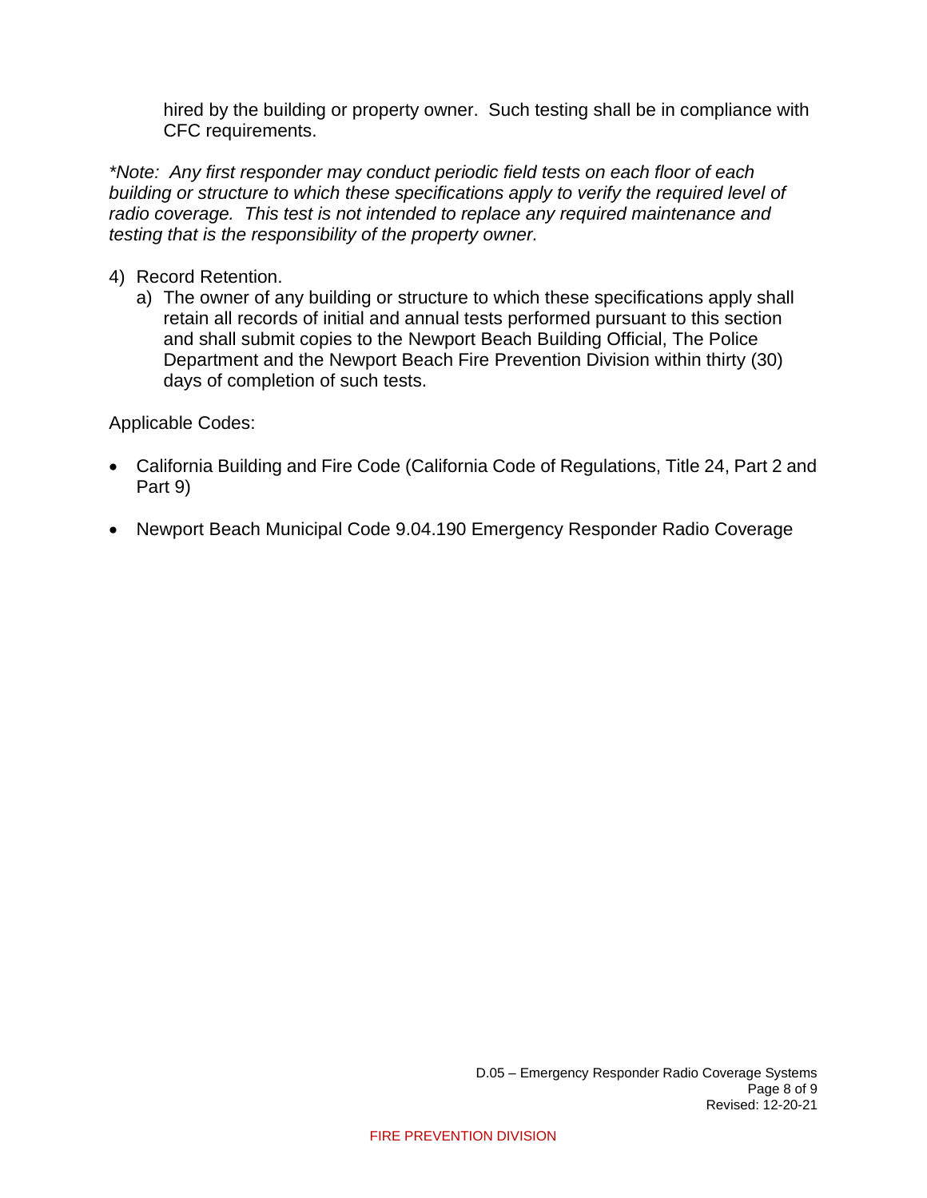hired by the building or property owner. Such testing shall be in compliance with CFC requirements.

*\*Note: Any first responder may conduct periodic field tests on each floor of each building or structure to which these specifications apply to verify the required level of radio coverage. This test is not intended to replace any required maintenance and testing that is the responsibility of the property owner.*

4) Record Retention.
   a) The owner of any building or structure to which these specifications apply shall retain all records of initial and annual tests performed pursuant to this section and shall submit copies to the Newport Beach Building Official, The Police Department and the Newport Beach Fire Prevention Division within thirty (30) days of completion of such tests.

Applicable Codes:

- California Building and Fire Code (California Code of Regulations, Title 24, Part 2 and Part 9)
- Newport Beach Municipal Code 9.04.190 Emergency Responder Radio Coverage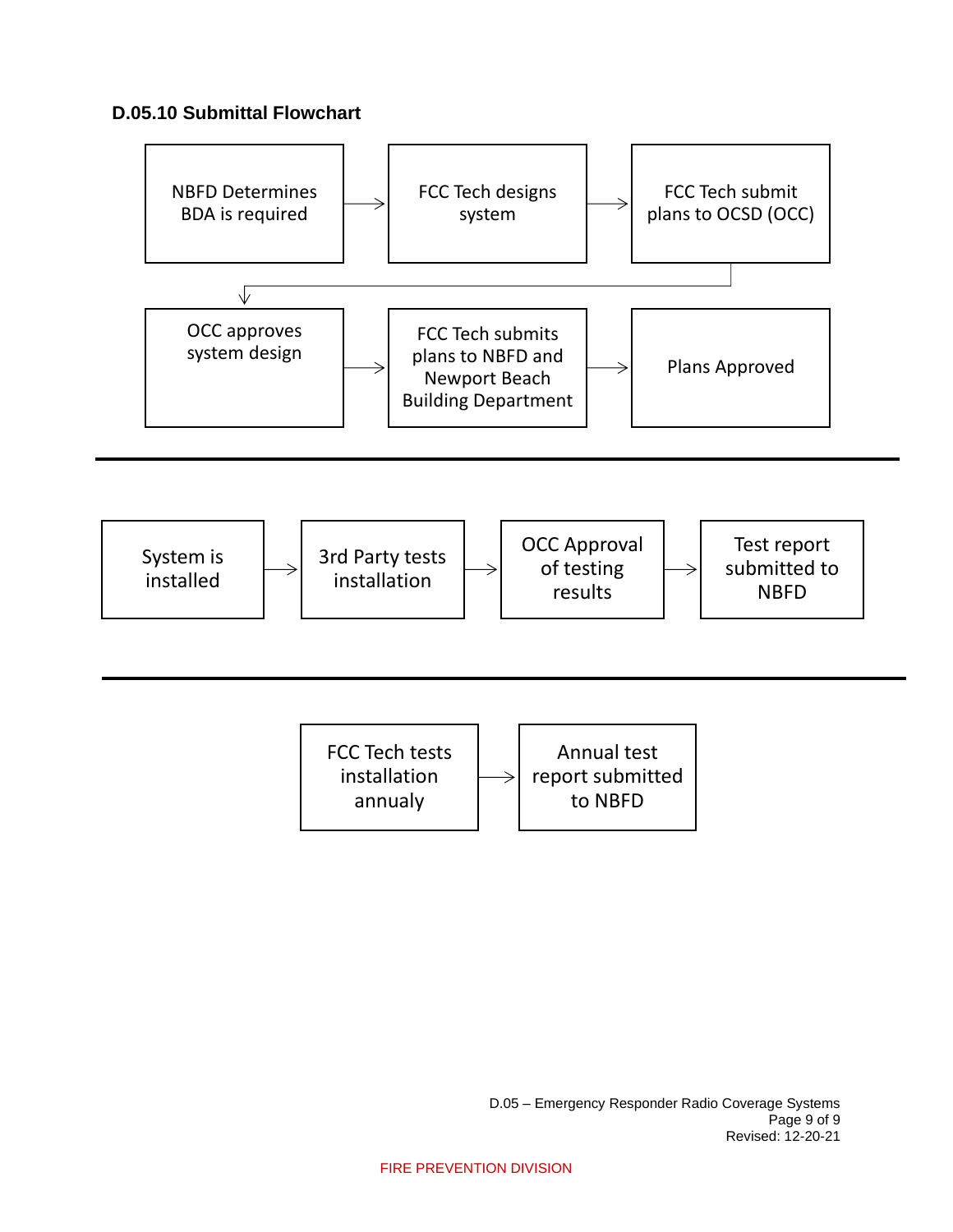### D.05.10 Submittal Flowchart

NBFD Determines BDA is required

FCC Tech designs system

FCC Tech submit plans to OCSD (OCC)

OCC approves system design

FCC Tech submits plans to NBFD and Newport Beach Building Department

Plans Approved

---

System is installed

3rd Party tests installation

OCC Approval of testing results

Test report submitted to NBFD

---

FCC Tech tests installation annualy

Annual test report submitted to NBFD

FIRE PREVENTION DIVISION